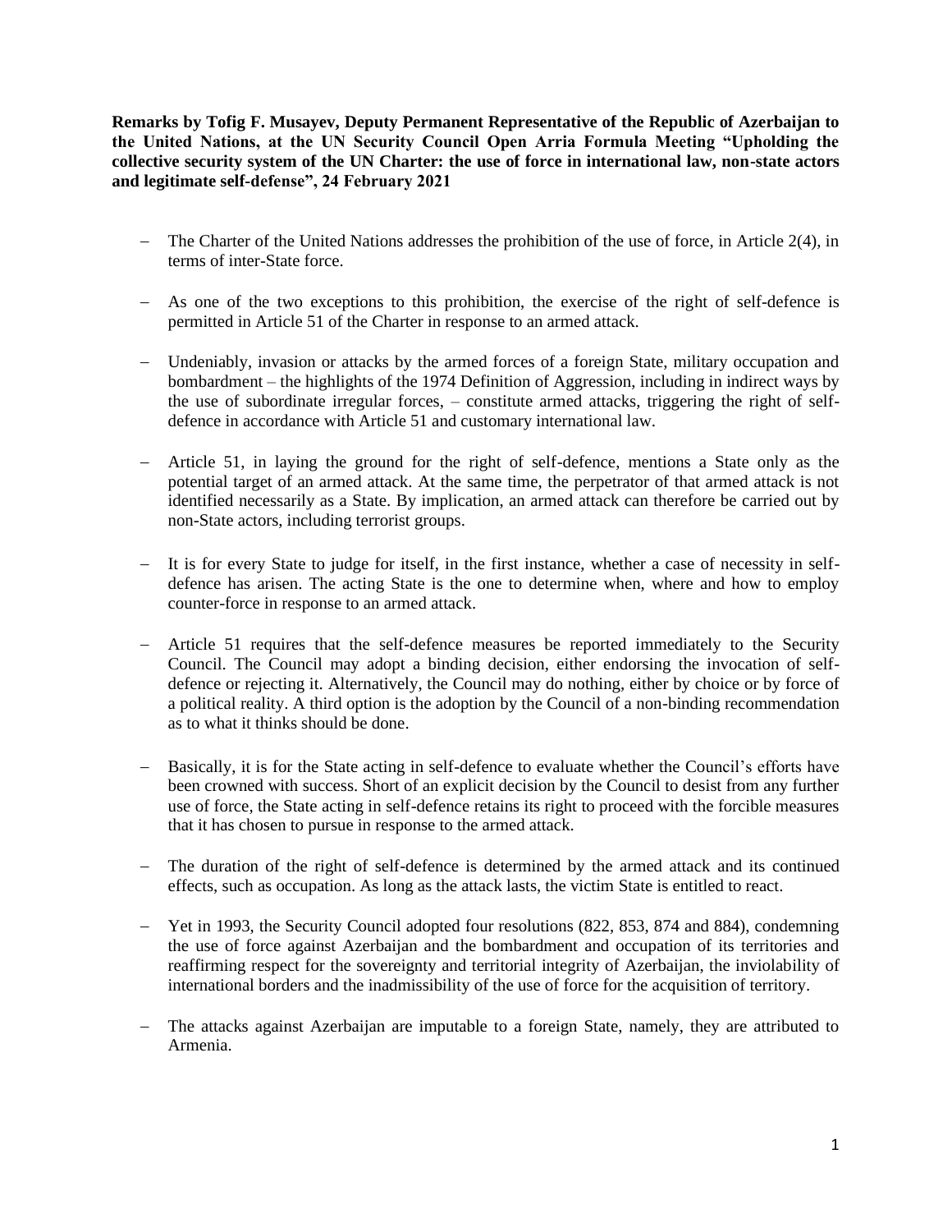**Remarks by Tofig F. Musayev, Deputy Permanent Representative of the Republic of Azerbaijan to the United Nations, at the UN Security Council Open Arria Formula Meeting "Upholding the collective security system of the UN Charter: the use of force in international law, non-state actors and legitimate self-defense", 24 February 2021**

- The Charter of the United Nations addresses the prohibition of the use of force, in Article 2(4), in terms of inter-State force.

- As one of the two exceptions to this prohibition, the exercise of the right of self-defence is permitted in Article 51 of the Charter in response to an armed attack.

- Undeniably, invasion or attacks by the armed forces of a foreign State, military occupation and bombardment – the highlights of the 1974 Definition of Aggression, including in indirect ways by the use of subordinate irregular forces, – constitute armed attacks, triggering the right of self-defence in accordance with Article 51 and customary international law.

- Article 51, in laying the ground for the right of self-defence, mentions a State only as the potential target of an armed attack. At the same time, the perpetrator of that armed attack is not identified necessarily as a State. By implication, an armed attack can therefore be carried out by non-State actors, including terrorist groups.

- It is for every State to judge for itself, in the first instance, whether a case of necessity in self-defence has arisen. The acting State is the one to determine when, where and how to employ counter-force in response to an armed attack.

- Article 51 requires that the self-defence measures be reported immediately to the Security Council. The Council may adopt a binding decision, either endorsing the invocation of self-defence or rejecting it. Alternatively, the Council may do nothing, either by choice or by force of a political reality. A third option is the adoption by the Council of a non-binding recommendation as to what it thinks should be done.

- Basically, it is for the State acting in self-defence to evaluate whether the Council's efforts have been crowned with success. Short of an explicit decision by the Council to desist from any further use of force, the State acting in self-defence retains its right to proceed with the forcible measures that it has chosen to pursue in response to the armed attack.

- The duration of the right of self-defence is determined by the armed attack and its continued effects, such as occupation. As long as the attack lasts, the victim State is entitled to react.

- Yet in 1993, the Security Council adopted four resolutions (822, 853, 874 and 884), condemning the use of force against Azerbaijan and the bombardment and occupation of its territories and reaffirming respect for the sovereignty and territorial integrity of Azerbaijan, the inviolability of international borders and the inadmissibility of the use of force for the acquisition of territory.

- The attacks against Azerbaijan are imputable to a foreign State, namely, they are attributed to Armenia.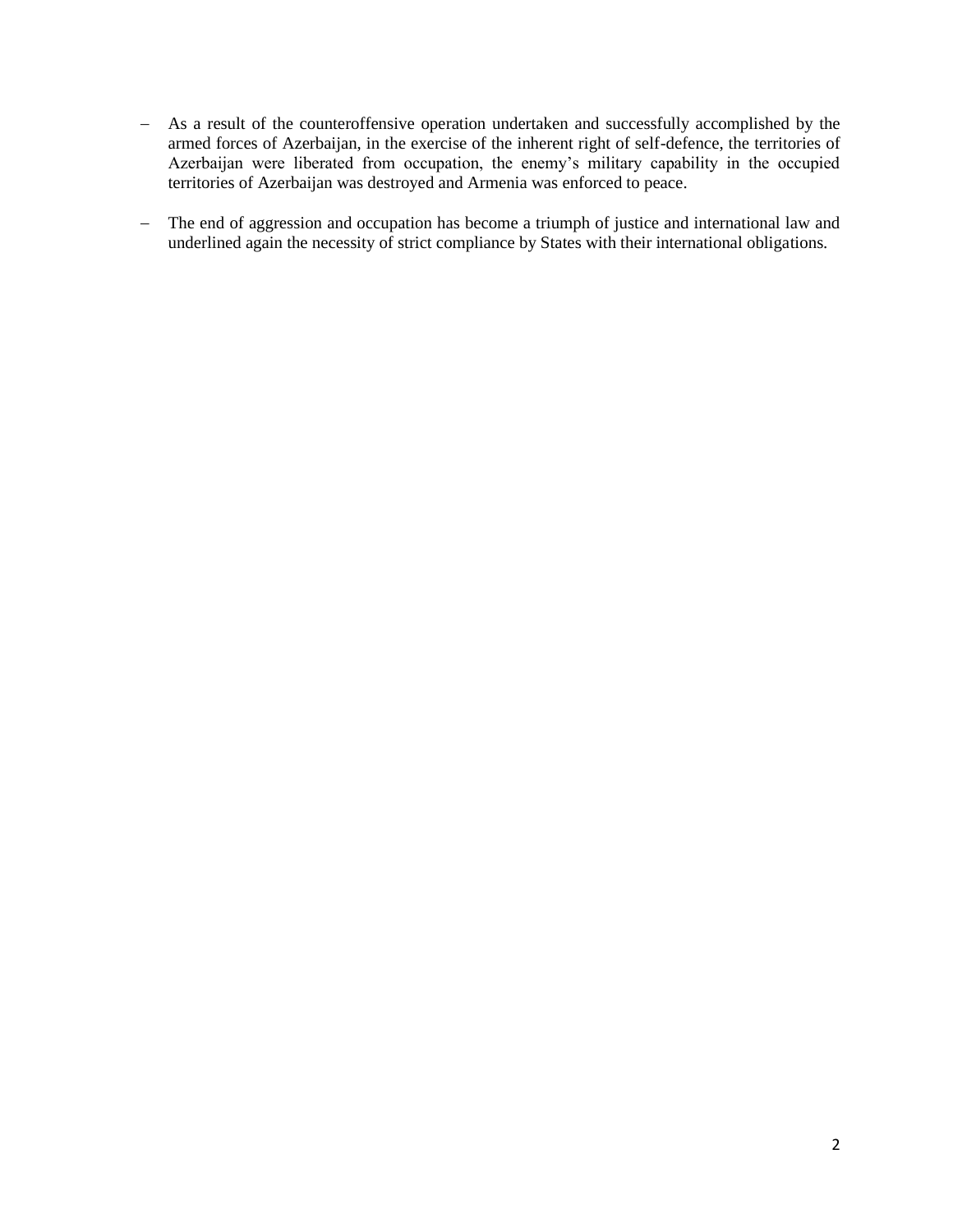- As a result of the counteroffensive operation undertaken and successfully accomplished by the armed forces of Azerbaijan, in the exercise of the inherent right of self-defence, the territories of Azerbaijan were liberated from occupation, the enemy's military capability in the occupied territories of Azerbaijan was destroyed and Armenia was enforced to peace.

- The end of aggression and occupation has become a triumph of justice and international law and underlined again the necessity of strict compliance by States with their international obligations.